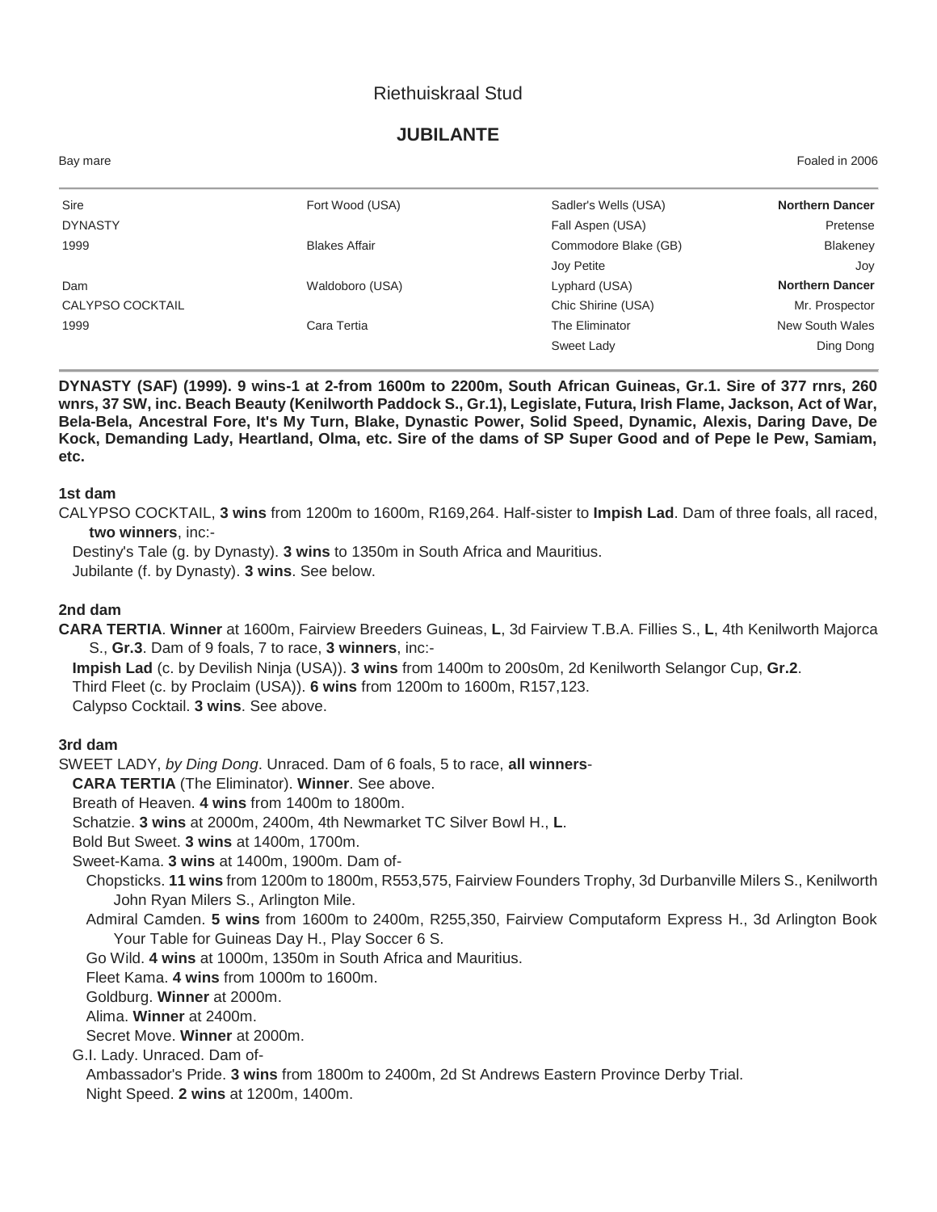Riethuiskraal Stud

# JUBILANTE

Bay mare | Foaled in 2006

| | | | |
|---|---|---|---|
| Sire | Fort Wood (USA) | Sadler's Wells (USA) | **Northern Dancer** |
| DYNASTY | | Fall Aspen (USA) | Pretense |
| 1999 | Blakes Affair | Commodore Blake (GB) | Blakeney |
| | | Joy Petite | Joy |
| Dam | Waldoboro (USA) | Lyphard (USA) | **Northern Dancer** |
| CALYPSO COCKTAIL | | Chic Shirine (USA) | Mr. Prospector |
| 1999 | Cara Tertia | The Eliminator | New South Wales |
| | | Sweet Lady | Ding Dong |

**DYNASTY (SAF) (1999). 9 wins-1 at 2-from 1600m to 2200m, South African Guineas, Gr.1. Sire of 377 rnrs, 260 wnrs, 37 SW, inc. Beach Beauty (Kenilworth Paddock S., Gr.1), Legislate, Futura, Irish Flame, Jackson, Act of War, Bela-Bela, Ancestral Fore, It's My Turn, Blake, Dynastic Power, Solid Speed, Dynamic, Alexis, Daring Dave, De Kock, Demanding Lady, Heartland, Olma, etc. Sire of the dams of SP Super Good and of Pepe le Pew, Samiam, etc.**

### 1st dam

CALYPSO COCKTAIL, **3 wins** from 1200m to 1600m, R169,264. Half-sister to **Impish Lad**. Dam of three foals, all raced, **two winners**, inc:-

- Destiny's Tale (g. by Dynasty). **3 wins** to 1350m in South Africa and Mauritius.
- Jubilante (f. by Dynasty). **3 wins**. See below.

### 2nd dam

**CARA TERTIA**. **Winner** at 1600m, Fairview Breeders Guineas, **L**, 3d Fairview T.B.A. Fillies S., **L**, 4th Kenilworth Majorca S., **Gr.3**. Dam of 9 foals, 7 to race, **3 winners**, inc:-

- **Impish Lad** (c. by Devilish Ninja (USA)). **3 wins** from 1400m to 200s0m, 2d Kenilworth Selangor Cup, **Gr.2**.
- Third Fleet (c. by Proclaim (USA)). **6 wins** from 1200m to 1600m, R157,123.
- Calypso Cocktail. **3 wins**. See above.

### 3rd dam

SWEET LADY, *by Ding Dong*. Unraced. Dam of 6 foals, 5 to race, **all winners**-

- **CARA TERTIA** (The Eliminator). **Winner**. See above.
- Breath of Heaven. **4 wins** from 1400m to 1800m.
- Schatzie. **3 wins** at 2000m, 2400m, 4th Newmarket TC Silver Bowl H., **L**.
- Bold But Sweet. **3 wins** at 1400m, 1700m.
- Sweet-Kama. **3 wins** at 1400m, 1900m. Dam of-
  - Chopsticks. **11 wins** from 1200m to 1800m, R553,575, Fairview Founders Trophy, 3d Durbanville Milers S., Kenilworth John Ryan Milers S., Arlington Mile.
  - Admiral Camden. **5 wins** from 1600m to 2400m, R255,350, Fairview Computaform Express H., 3d Arlington Book Your Table for Guineas Day H., Play Soccer 6 S.
  - Go Wild. **4 wins** at 1000m, 1350m in South Africa and Mauritius.
  - Fleet Kama. **4 wins** from 1000m to 1600m.
  - Goldburg. **Winner** at 2000m.
  - Alima. **Winner** at 2400m.
  - Secret Move. **Winner** at 2000m.
- G.I. Lady. Unraced. Dam of-
  - Ambassador's Pride. **3 wins** from 1800m to 2400m, 2d St Andrews Eastern Province Derby Trial.
  - Night Speed. **2 wins** at 1200m, 1400m.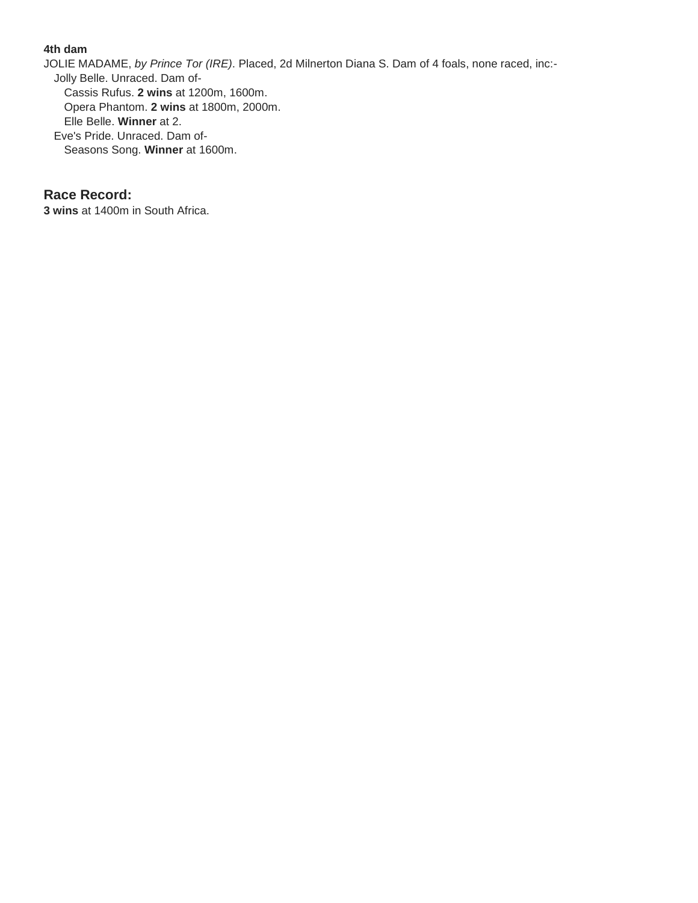**4th dam**

JOLIE MADAME, *by Prince Tor (IRE)*. Placed, 2d Milnerton Diana S. Dam of 4 foals, none raced, inc:-

- Jolly Belle. Unraced. Dam of-
  - Cassis Rufus. **2 wins** at 1200m, 1600m.
  - Opera Phantom. **2 wins** at 1800m, 2000m.
  - Elle Belle. **Winner** at 2.
- Eve's Pride. Unraced. Dam of-
  - Seasons Song. **Winner** at 1600m.

## Race Record:

**3 wins** at 1400m in South Africa.